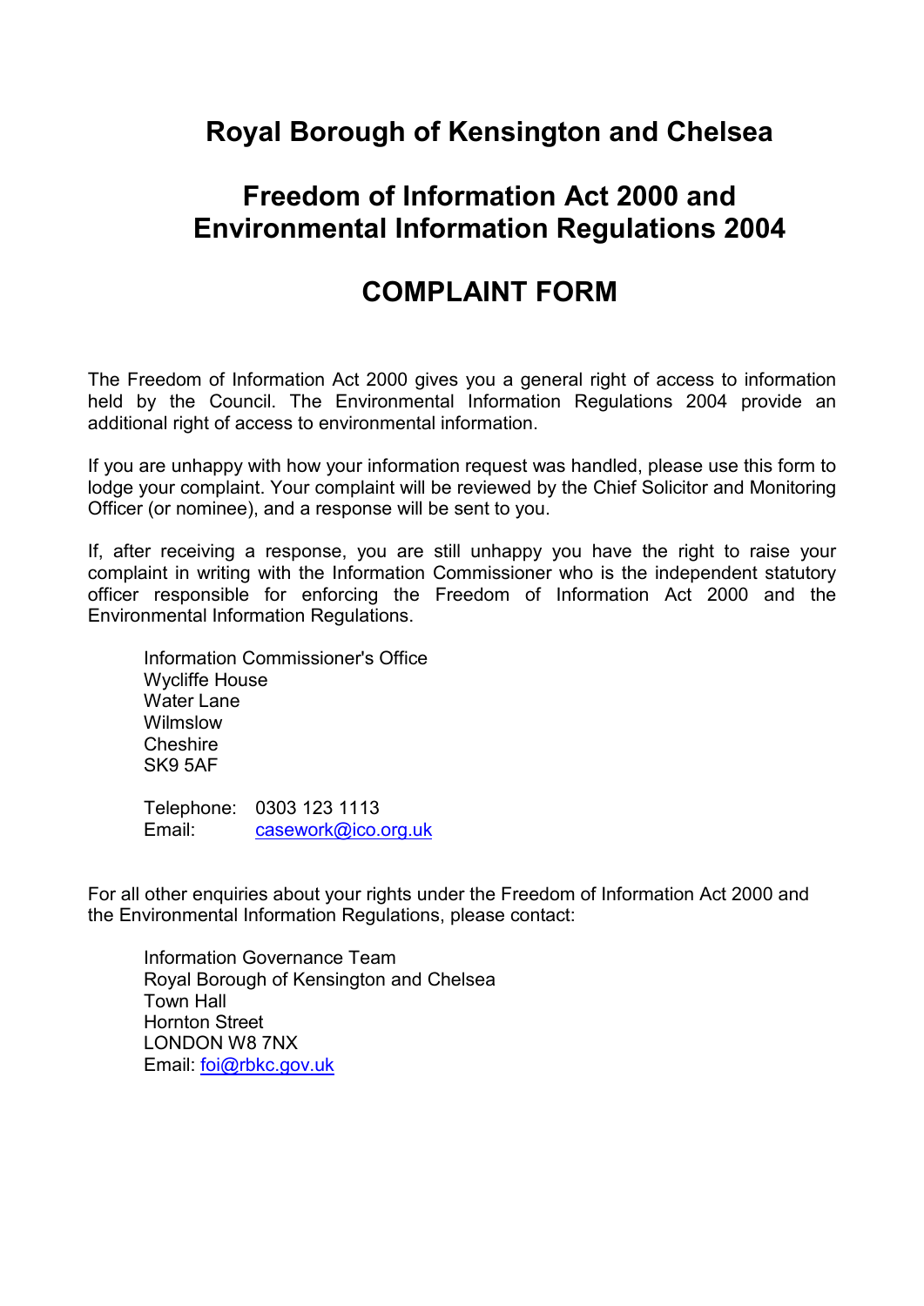# Royal Borough of Kensington and Chelsea

# Freedom of Information Act 2000 and Environmental Information Regulations 2004

# COMPLAINT FORM

The Freedom of Information Act 2000 gives you a general right of access to information held by the Council. The Environmental Information Regulations 2004 provide an additional right of access to environmental information.

If you are unhappy with how your information request was handled, please use this form to lodge your complaint. Your complaint will be reviewed by the Chief Solicitor and Monitoring Officer (or nominee), and a response will be sent to you.

If, after receiving a response, you are still unhappy you have the right to raise your complaint in writing with the Information Commissioner who is the independent statutory officer responsible for enforcing the Freedom of Information Act 2000 and the Environmental Information Regulations.

Information Commissioner's Office
Wycliffe House
Water Lane
Wilmslow
Cheshire
SK9 5AF

Telephone: 0303 123 1113
Email: casework@ico.org.uk

For all other enquiries about your rights under the Freedom of Information Act 2000 and the Environmental Information Regulations, please contact:

Information Governance Team
Royal Borough of Kensington and Chelsea
Town Hall
Hornton Street
LONDON W8 7NX
Email: foi@rbkc.gov.uk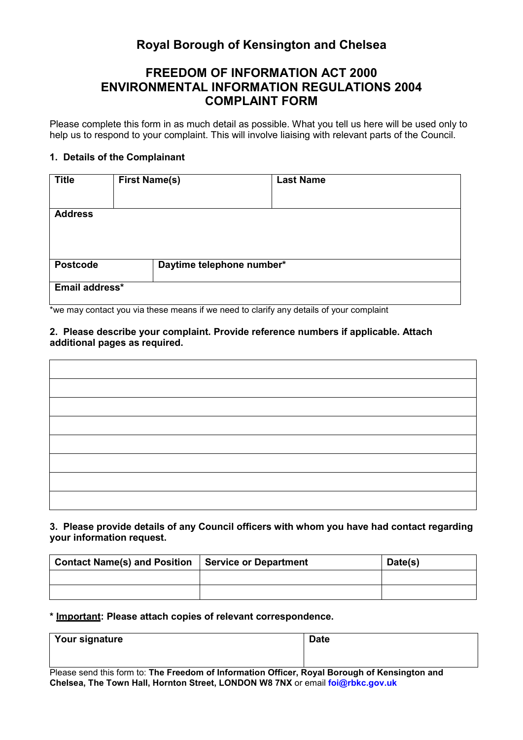# Royal Borough of Kensington and Chelsea

## FREEDOM OF INFORMATION ACT 2000
## ENVIRONMENTAL INFORMATION REGULATIONS 2004
## COMPLAINT FORM

Please complete this form in as much detail as possible. What you tell us here will be used only to help us to respond to your complaint. This will involve liaising with relevant parts of the Council.

### 1. Details of the Complainant

| **Title** | **First Name(s)** | **Last Name** |
|---|---|---|
| **Address** | | |
| **Postcode** | **Daytime telephone number*** | |
| **Email address*** | | |

*we may contact you via these means if we need to clarify any details of your complaint

### 2. Please describe your complaint. Provide reference numbers if applicable. Attach additional pages as required.

| |
|---|
| |
| |
| |
| |
| |
| |
| |
| |

### 3. Please provide details of any Council officers with whom you have had contact regarding your information request.

| Contact Name(s) and Position | Service or Department | Date(s) |
|---|---|---|
| | | |
| | | |

**\* Important: Please attach copies of relevant correspondence.**

| **Your signature** | **Date** |
|---|---|
| | |

Please send this form to: **The Freedom of Information Officer, Royal Borough of Kensington and Chelsea, The Town Hall, Hornton Street, LONDON W8 7NX** or email **foi@rbkc.gov.uk**